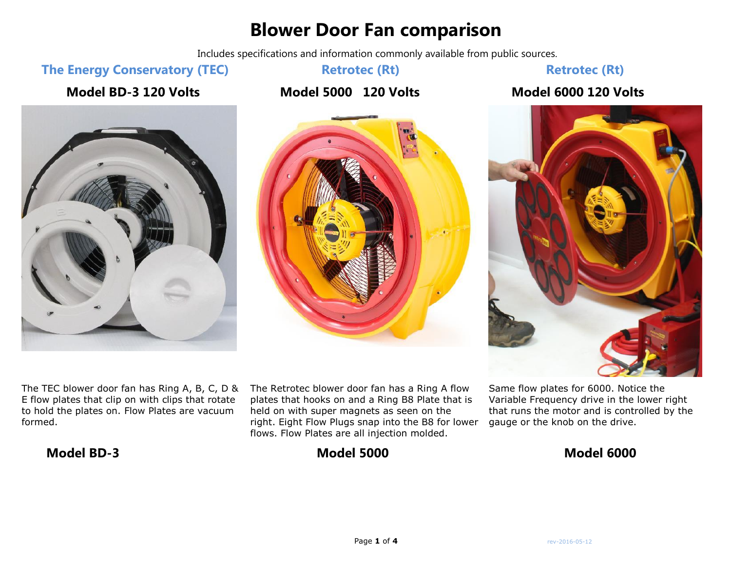# Blower Door Fan comparison

Includes specifications and information commonly available from public sources.

## The Energy Conservatory (TEC)

### Model BD-3 120 Volts

The TEC blower door fan has Ring A, B, C, D & E flow plates that clip on with clips that rotate to hold the plates on. Flow Plates are vacuum formed.

## Retrotec (Rt)

### Model 5000 120 Volts

The Retrotec blower door fan has a Ring A flow plates that hooks on and a Ring B8 Plate that is held on with super magnets as seen on the right. Eight Flow Plugs snap into the B8 for lower flows. Flow Plates are all injection molded.

## Retrotec (Rt)

### Model 6000 120 Volts

Same flow plates for 6000. Notice the Variable Frequency drive in the lower right that runs the motor and is controlled by the gauge or the knob on the drive.

**Model BD-3** | **Model 5000** | **Model 6000**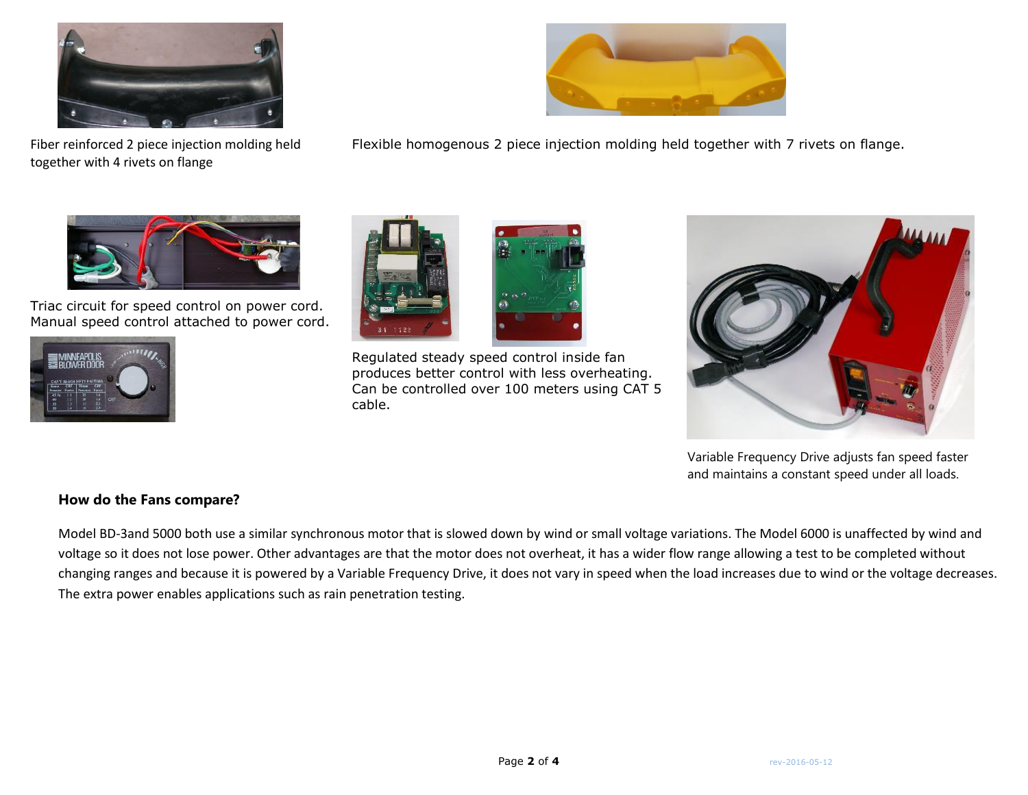Fiber reinforced 2 piece injection molding held together with 4 rivets on flange

Flexible homogenous 2 piece injection molding held together with 7 rivets on flange.

Triac circuit for speed control on power cord. Manual speed control attached to power cord.

Regulated steady speed control inside fan produces better control with less overheating. Can be controlled over 100 meters using CAT 5 cable.

Variable Frequency Drive adjusts fan speed faster and maintains a constant speed under all loads.

**How do the Fans compare?**

Model BD-3and 5000 both use a similar synchronous motor that is slowed down by wind or small voltage variations. The Model 6000 is unaffected by wind and voltage so it does not lose power. Other advantages are that the motor does not overheat, it has a wider flow range allowing a test to be completed without changing ranges and because it is powered by a Variable Frequency Drive, it does not vary in speed when the load increases due to wind or the voltage decreases. The extra power enables applications such as rain penetration testing.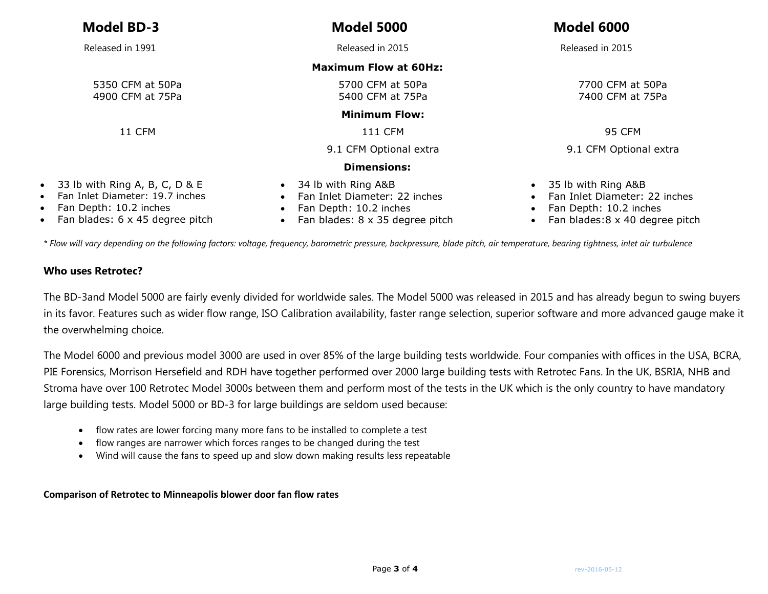| Model BD-3 | Model 5000 | Model 6000 |
|---|---|---|
| Released in 1991 | Released in 2015 | Released in 2015 |
| | **Maximum Flow at 60Hz:** | |
| 5350 CFM at 50Pa<br>4900 CFM at 75Pa | 5700 CFM at 50Pa<br>5400 CFM at 75Pa | 7700 CFM at 50Pa<br>7400 CFM at 75Pa |
| | **Minimum Flow:** | |
| 11 CFM | 111 CFM | 95 CFM |
| | 9.1 CFM Optional extra | 9.1 CFM Optional extra |
| | **Dimensions:** | |
| • 33 lb with Ring A, B, C, D & E<br>• Fan Inlet Diameter: 19.7 inches<br>• Fan Depth: 10.2 inches<br>• Fan blades: 6 x 45 degree pitch | • 34 lb with Ring A&B<br>• Fan Inlet Diameter: 22 inches<br>• Fan Depth: 10.2 inches<br>• Fan blades: 8 x 35 degree pitch | • 35 lb with Ring A&B<br>• Fan Inlet Diameter: 22 inches<br>• Fan Depth: 10.2 inches<br>• Fan blades:8 x 40 degree pitch |

*\* Flow will vary depending on the following factors: voltage, frequency, barometric pressure, backpressure, blade pitch, air temperature, bearing tightness, inlet air turbulence*

**Who uses Retrotec?**

The BD-3and Model 5000 are fairly evenly divided for worldwide sales. The Model 5000 was released in 2015 and has already begun to swing buyers in its favor. Features such as wider flow range, ISO Calibration availability, faster range selection, superior software and more advanced gauge make it the overwhelming choice.

The Model 6000 and previous model 3000 are used in over 85% of the large building tests worldwide. Four companies with offices in the USA, BCRA, PIE Forensics, Morrison Hersefield and RDH have together performed over 2000 large building tests with Retrotec Fans. In the UK, BSRIA, NHB and Stroma have over 100 Retrotec Model 3000s between them and perform most of the tests in the UK which is the only country to have mandatory large building tests. Model 5000 or BD-3 for large buildings are seldom used because:

- flow rates are lower forcing many more fans to be installed to complete a test
- flow ranges are narrower which forces ranges to be changed during the test
- Wind will cause the fans to speed up and slow down making results less repeatable

**Comparison of Retrotec to Minneapolis blower door fan flow rates**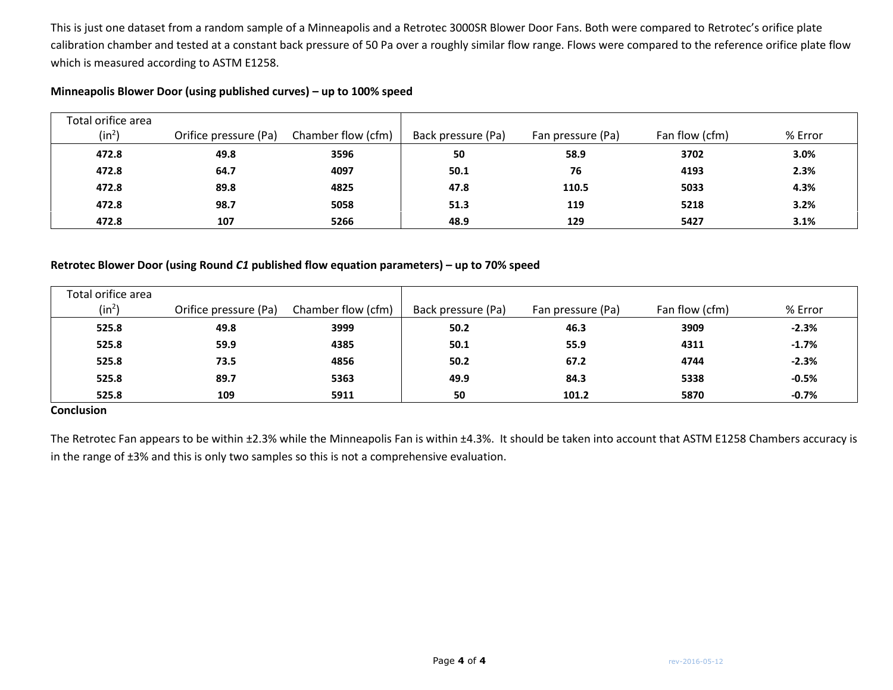This is just one dataset from a random sample of a Minneapolis and a Retrotec 3000SR Blower Door Fans. Both were compared to Retrotec's orifice plate calibration chamber and tested at a constant back pressure of 50 Pa over a roughly similar flow range. Flows were compared to the reference orifice plate flow which is measured according to ASTM E1258.

**Minneapolis Blower Door (using published curves) – up to 100% speed**

| Total orifice area ($in^2$) | Orifice pressure (Pa) | Chamber flow (cfm) | Back pressure (Pa) | Fan pressure (Pa) | Fan flow (cfm) | % Error |
|---|---|---|---|---|---|---|
| **472.8** | **49.8** | **3596** | **50** | **58.9** | **3702** | **3.0%** |
| **472.8** | **64.7** | **4097** | **50.1** | **76** | **4193** | **2.3%** |
| **472.8** | **89.8** | **4825** | **47.8** | **110.5** | **5033** | **4.3%** |
| **472.8** | **98.7** | **5058** | **51.3** | **119** | **5218** | **3.2%** |
| **472.8** | **107** | **5266** | **48.9** | **129** | **5427** | **3.1%** |

**Retrotec Blower Door (using Round *C1* published flow equation parameters) – up to 70% speed**

| Total orifice area ($in^2$) | Orifice pressure (Pa) | Chamber flow (cfm) | Back pressure (Pa) | Fan pressure (Pa) | Fan flow (cfm) | % Error |
|---|---|---|---|---|---|---|
| **525.8** | **49.8** | **3999** | **50.2** | **46.3** | **3909** | **-2.3%** |
| **525.8** | **59.9** | **4385** | **50.1** | **55.9** | **4311** | **-1.7%** |
| **525.8** | **73.5** | **4856** | **50.2** | **67.2** | **4744** | **-2.3%** |
| **525.8** | **89.7** | **5363** | **49.9** | **84.3** | **5338** | **-0.5%** |
| **525.8** | **109** | **5911** | **50** | **101.2** | **5870** | **-0.7%** |

**Conclusion**

The Retrotec Fan appears to be within ±2.3% while the Minneapolis Fan is within ±4.3%. It should be taken into account that ASTM E1258 Chambers accuracy is in the range of ±3% and this is only two samples so this is not a comprehensive evaluation.